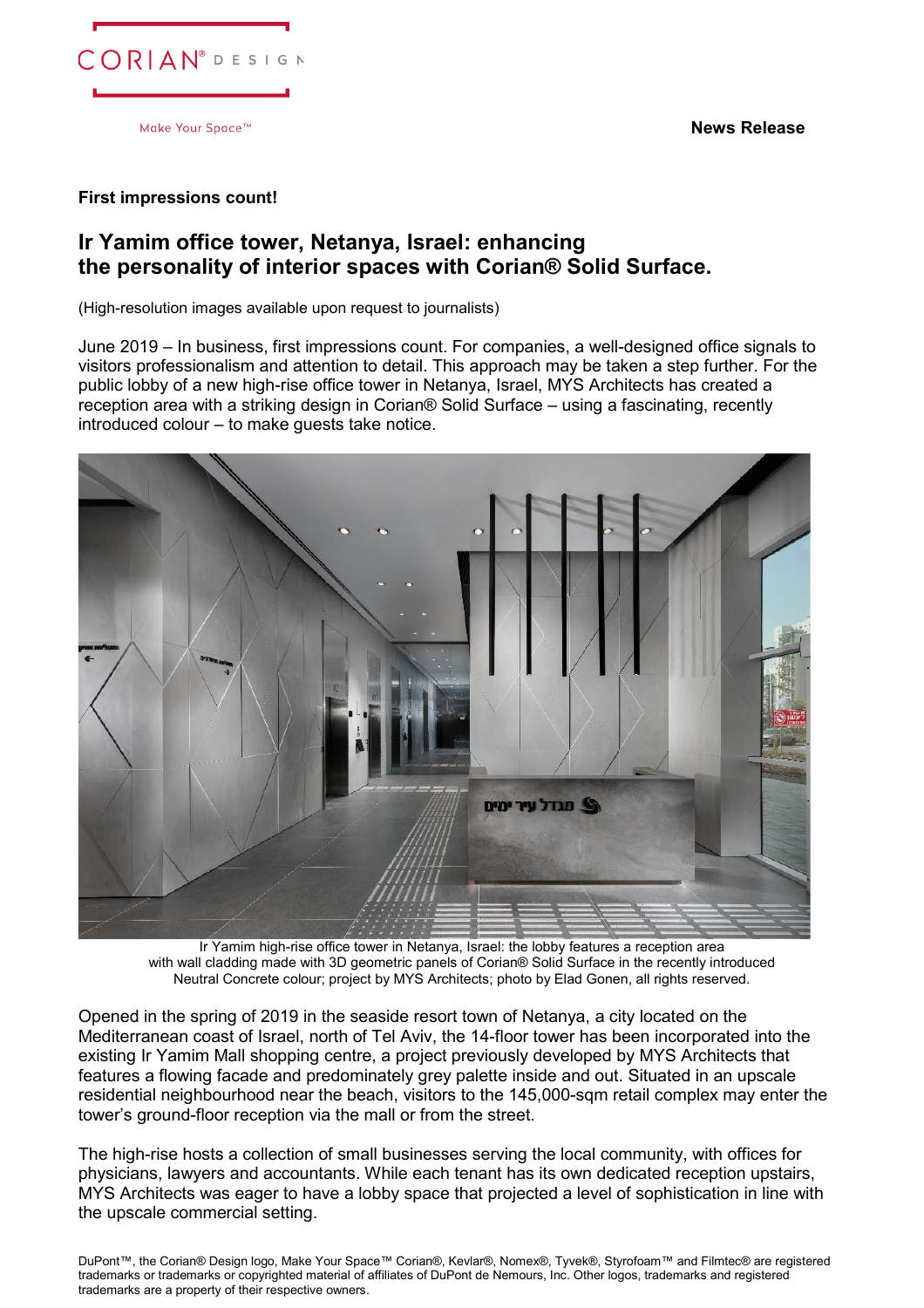**News Release**

**First impressions count!**

## Ir Yamim office tower, Netanya, Israel: enhancing the personality of interior spaces with Corian® Solid Surface.

(High-resolution images available upon request to journalists)

June 2019 – In business, first impressions count. For companies, a well-designed office signals to visitors professionalism and attention to detail. This approach may be taken a step further. For the public lobby of a new high-rise office tower in Netanya, Israel, MYS Architects has created a reception area with a striking design in Corian® Solid Surface – using a fascinating, recently introduced colour – to make guests take notice.

Ir Yamim high-rise office tower in Netanya, Israel: the lobby features a reception area with wall cladding made with 3D geometric panels of Corian® Solid Surface in the recently introduced Neutral Concrete colour; project by MYS Architects; photo by Elad Gonen, all rights reserved.

Opened in the spring of 2019 in the seaside resort town of Netanya, a city located on the Mediterranean coast of Israel, north of Tel Aviv, the 14-floor tower has been incorporated into the existing Ir Yamim Mall shopping centre, a project previously developed by MYS Architects that features a flowing facade and predominately grey palette inside and out. Situated in an upscale residential neighbourhood near the beach, visitors to the 145,000-sqm retail complex may enter the tower's ground-floor reception via the mall or from the street.

The high-rise hosts a collection of small businesses serving the local community, with offices for physicians, lawyers and accountants. While each tenant has its own dedicated reception upstairs, MYS Architects was eager to have a lobby space that projected a level of sophistication in line with the upscale commercial setting.

DuPont™, the Corian® Design logo, Make Your Space™ Corian®, Kevlar®, Nomex®, Tyvek®, Styrofoam™ and Filmtec® are registered trademarks or trademarks or copyrighted material of affiliates of DuPont de Nemours, Inc. Other logos, trademarks and registered trademarks are a property of their respective owners.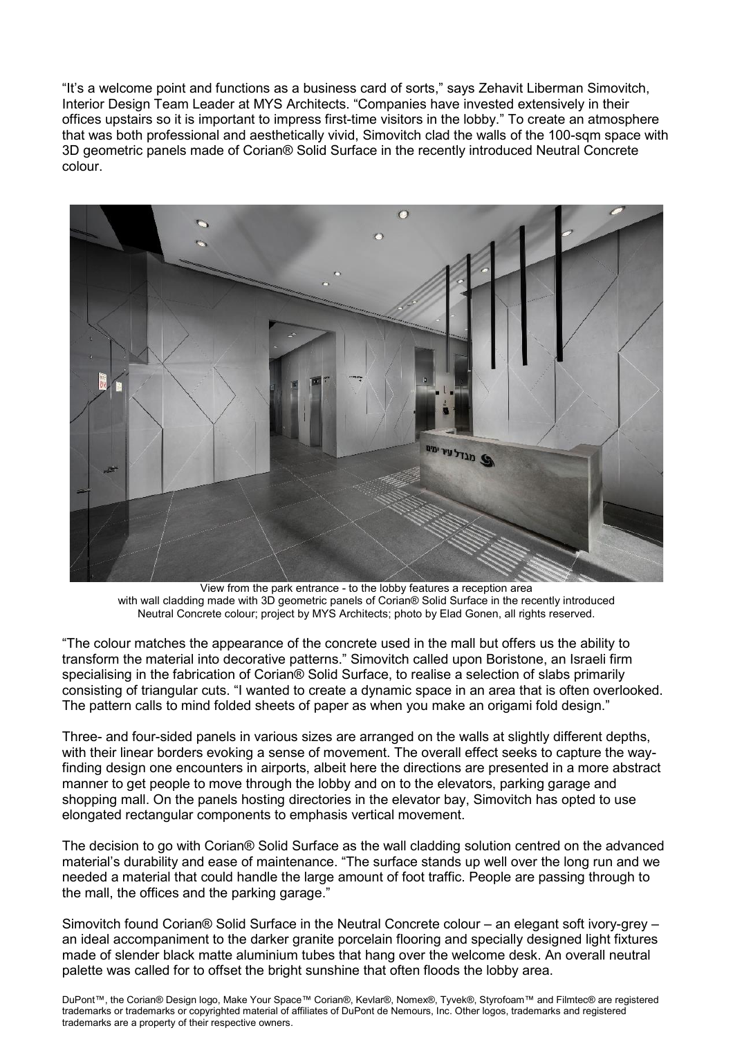"It's a welcome point and functions as a business card of sorts," says Zehavit Liberman Simovitch, Interior Design Team Leader at MYS Architects. "Companies have invested extensively in their offices upstairs so it is important to impress first-time visitors in the lobby." To create an atmosphere that was both professional and aesthetically vivid, Simovitch clad the walls of the 100-sqm space with 3D geometric panels made of Corian® Solid Surface in the recently introduced Neutral Concrete colour.

View from the park entrance - to the lobby features a reception area with wall cladding made with 3D geometric panels of Corian® Solid Surface in the recently introduced Neutral Concrete colour; project by MYS Architects; photo by Elad Gonen, all rights reserved.

"The colour matches the appearance of the concrete used in the mall but offers us the ability to transform the material into decorative patterns." Simovitch called upon Boristone, an Israeli firm specialising in the fabrication of Corian® Solid Surface, to realise a selection of slabs primarily consisting of triangular cuts. "I wanted to create a dynamic space in an area that is often overlooked. The pattern calls to mind folded sheets of paper as when you make an origami fold design."

Three- and four-sided panels in various sizes are arranged on the walls at slightly different depths, with their linear borders evoking a sense of movement. The overall effect seeks to capture the way-finding design one encounters in airports, albeit here the directions are presented in a more abstract manner to get people to move through the lobby and on to the elevators, parking garage and shopping mall. On the panels hosting directories in the elevator bay, Simovitch has opted to use elongated rectangular components to emphasis vertical movement.

The decision to go with Corian® Solid Surface as the wall cladding solution centred on the advanced material's durability and ease of maintenance. "The surface stands up well over the long run and we needed a material that could handle the large amount of foot traffic. People are passing through to the mall, the offices and the parking garage."

Simovitch found Corian® Solid Surface in the Neutral Concrete colour – an elegant soft ivory-grey – an ideal accompaniment to the darker granite porcelain flooring and specially designed light fixtures made of slender black matte aluminium tubes that hang over the welcome desk. An overall neutral palette was called for to offset the bright sunshine that often floods the lobby area.

DuPont™, the Corian® Design logo, Make Your Space™ Corian®, Kevlar®, Nomex®, Tyvek®, Styrofoam™ and Filmtec® are registered trademarks or trademarks or copyrighted material of affiliates of DuPont de Nemours, Inc. Other logos, trademarks and registered trademarks are a property of their respective owners.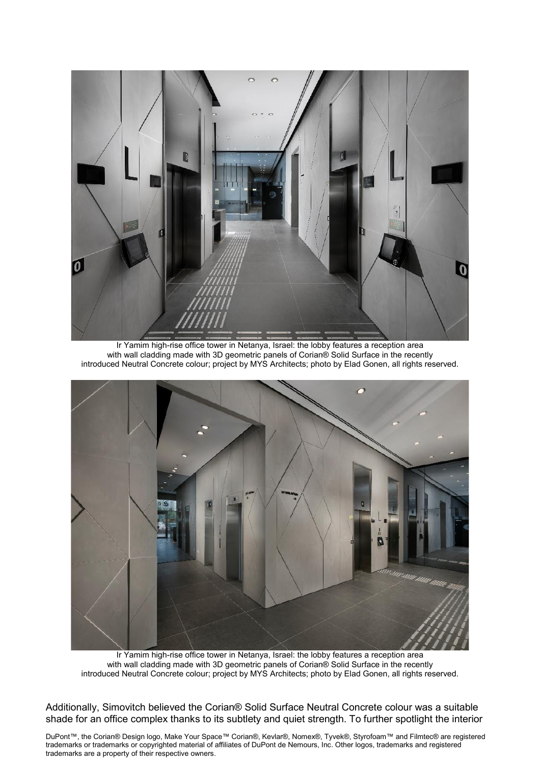Ir Yamim high-rise office tower in Netanya, Israel: the lobby features a reception area with wall cladding made with 3D geometric panels of Corian® Solid Surface in the recently introduced Neutral Concrete colour; project by MYS Architects; photo by Elad Gonen, all rights reserved.

Ir Yamim high-rise office tower in Netanya, Israel: the lobby features a reception area with wall cladding made with 3D geometric panels of Corian® Solid Surface in the recently introduced Neutral Concrete colour; project by MYS Architects; photo by Elad Gonen, all rights reserved.

Additionally, Simovitch believed the Corian® Solid Surface Neutral Concrete colour was a suitable shade for an office complex thanks to its subtlety and quiet strength. To further spotlight the interior

DuPont™, the Corian® Design logo, Make Your Space™ Corian®, Kevlar®, Nomex®, Tyvek®, Styrofoam™ and Filmtec® are registered trademarks or trademarks or copyrighted material of affiliates of DuPont de Nemours, Inc. Other logos, trademarks and registered trademarks are a property of their respective owners.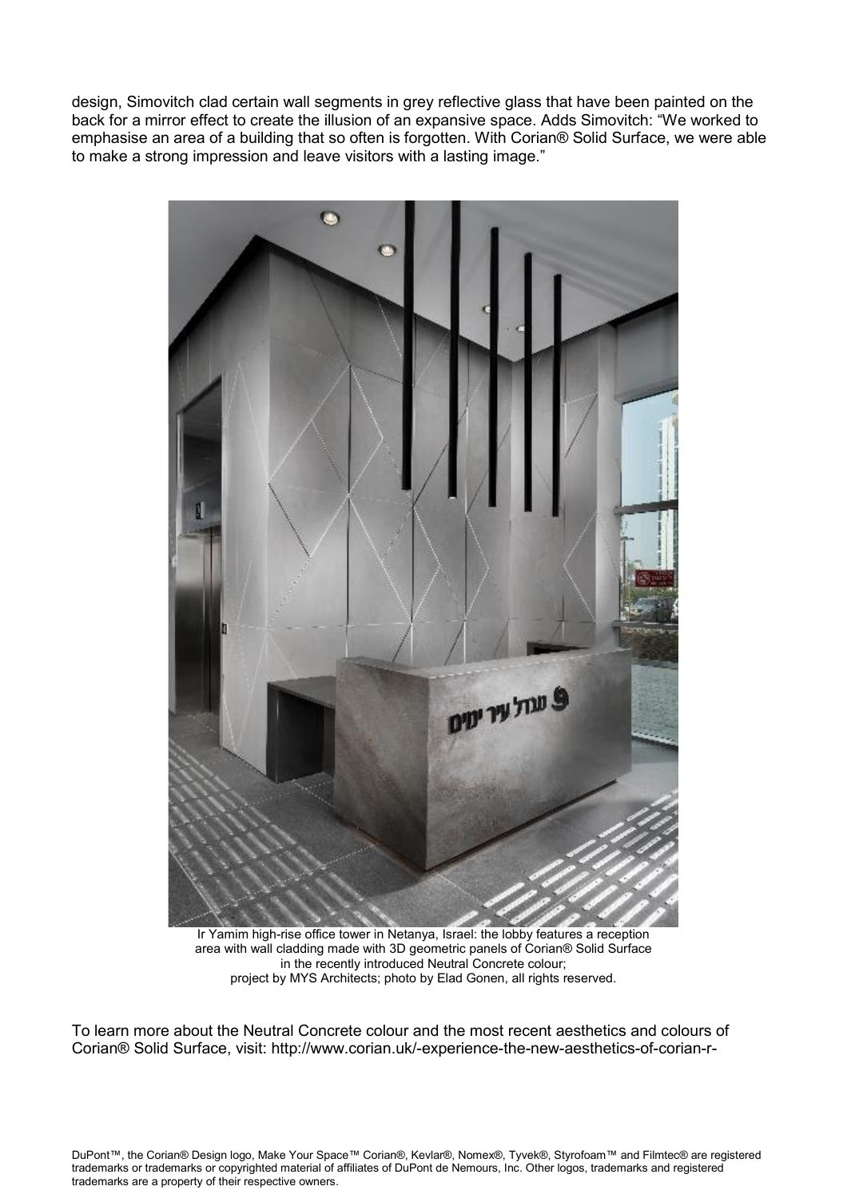design, Simovitch clad certain wall segments in grey reflective glass that have been painted on the back for a mirror effect to create the illusion of an expansive space. Adds Simovitch: "We worked to emphasise an area of a building that so often is forgotten. With Corian® Solid Surface, we were able to make a strong impression and leave visitors with a lasting image."

Ir Yamim high-rise office tower in Netanya, Israel: the lobby features a reception area with wall cladding made with 3D geometric panels of Corian® Solid Surface in the recently introduced Neutral Concrete colour; project by MYS Architects; photo by Elad Gonen, all rights reserved.

To learn more about the Neutral Concrete colour and the most recent aesthetics and colours of Corian® Solid Surface, visit: http://www.corian.uk/-experience-the-new-aesthetics-of-corian-r-

DuPont™, the Corian® Design logo, Make Your Space™ Corian®, Kevlar®, Nomex®, Tyvek®, Styrofoam™ and Filmtec® are registered trademarks or trademarks or copyrighted material of affiliates of DuPont de Nemours, Inc. Other logos, trademarks and registered trademarks are a property of their respective owners.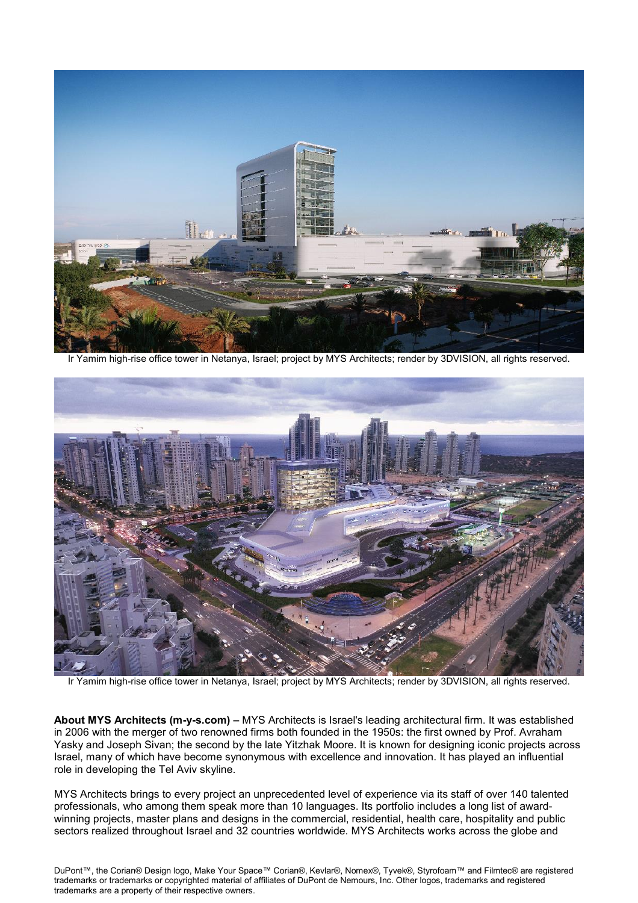Ir Yamim high-rise office tower in Netanya, Israel; project by MYS Architects; render by 3DVISION, all rights reserved.

Ir Yamim high-rise office tower in Netanya, Israel; project by MYS Architects; render by 3DVISION, all rights reserved.

**About MYS Architects (m-y-s.com) –** MYS Architects is Israel's leading architectural firm. It was established in 2006 with the merger of two renowned firms both founded in the 1950s: the first owned by Prof. Avraham Yasky and Joseph Sivan; the second by the late Yitzhak Moore. It is known for designing iconic projects across Israel, many of which have become synonymous with excellence and innovation. It has played an influential role in developing the Tel Aviv skyline.

MYS Architects brings to every project an unprecedented level of experience via its staff of over 140 talented professionals, who among them speak more than 10 languages. Its portfolio includes a long list of award-winning projects, master plans and designs in the commercial, residential, health care, hospitality and public sectors realized throughout Israel and 32 countries worldwide. MYS Architects works across the globe and

DuPont™, the Corian® Design logo, Make Your Space™ Corian®, Kevlar®, Nomex®, Tyvek®, Styrofoam™ and Filmtec® are registered trademarks or trademarks or copyrighted material of affiliates of DuPont de Nemours, Inc. Other logos, trademarks and registered trademarks are a property of their respective owners.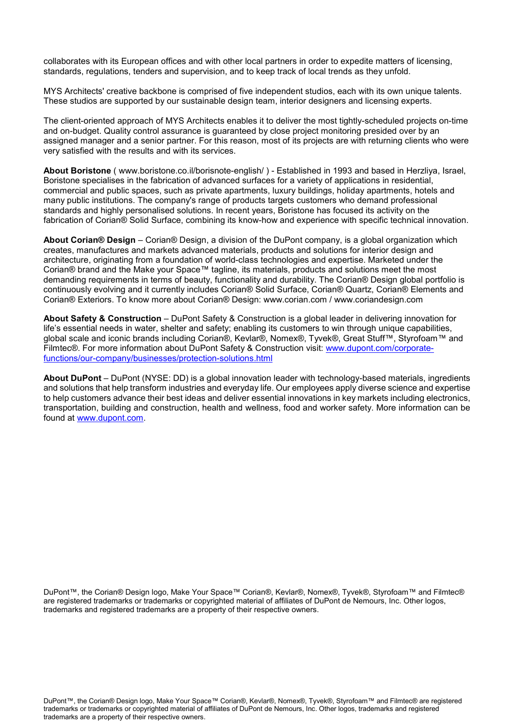collaborates with its European offices and with other local partners in order to expedite matters of licensing, standards, regulations, tenders and supervision, and to keep track of local trends as they unfold.

MYS Architects' creative backbone is comprised of five independent studios, each with its own unique talents. These studios are supported by our sustainable design team, interior designers and licensing experts.

The client-oriented approach of MYS Architects enables it to deliver the most tightly-scheduled projects on-time and on-budget. Quality control assurance is guaranteed by close project monitoring presided over by an assigned manager and a senior partner. For this reason, most of its projects are with returning clients who were very satisfied with the results and with its services.

**About Boristone** ( www.boristone.co.il/borisnote-english/ ) - Established in 1993 and based in Herzliya, Israel, Boristone specialises in the fabrication of advanced surfaces for a variety of applications in residential, commercial and public spaces, such as private apartments, luxury buildings, holiday apartments, hotels and many public institutions. The company's range of products targets customers who demand professional standards and highly personalised solutions. In recent years, Boristone has focused its activity on the fabrication of Corian® Solid Surface, combining its know-how and experience with specific technical innovation.

**About Corian® Design** – Corian® Design, a division of the DuPont company, is a global organization which creates, manufactures and markets advanced materials, products and solutions for interior design and architecture, originating from a foundation of world-class technologies and expertise. Marketed under the Corian® brand and the Make your Space™ tagline, its materials, products and solutions meet the most demanding requirements in terms of beauty, functionality and durability. The Corian® Design global portfolio is continuously evolving and it currently includes Corian® Solid Surface, Corian® Quartz, Corian® Elements and Corian® Exteriors. To know more about Corian® Design: www.corian.com / www.coriandesign.com

**About Safety & Construction** – DuPont Safety & Construction is a global leader in delivering innovation for life's essential needs in water, shelter and safety; enabling its customers to win through unique capabilities, global scale and iconic brands including Corian®, Kevlar®, Nomex®, Tyvek®, Great Stuff™, Styrofoam™ and Filmtec®. For more information about DuPont Safety & Construction visit: [www.dupont.com/corporate-functions/our-company/businesses/protection-solutions.html](www.dupont.com/corporate-functions/our-company/businesses/protection-solutions.html)

**About DuPont** – DuPont (NYSE: DD) is a global innovation leader with technology-based materials, ingredients and solutions that help transform industries and everyday life. Our employees apply diverse science and expertise to help customers advance their best ideas and deliver essential innovations in key markets including electronics, transportation, building and construction, health and wellness, food and worker safety. More information can be found at [www.dupont.com](www.dupont.com).

DuPont™, the Corian® Design logo, Make Your Space™ Corian®, Kevlar®, Nomex®, Tyvek®, Styrofoam™ and Filmtec® are registered trademarks or trademarks or copyrighted material of affiliates of DuPont de Nemours, Inc. Other logos, trademarks and registered trademarks are a property of their respective owners.